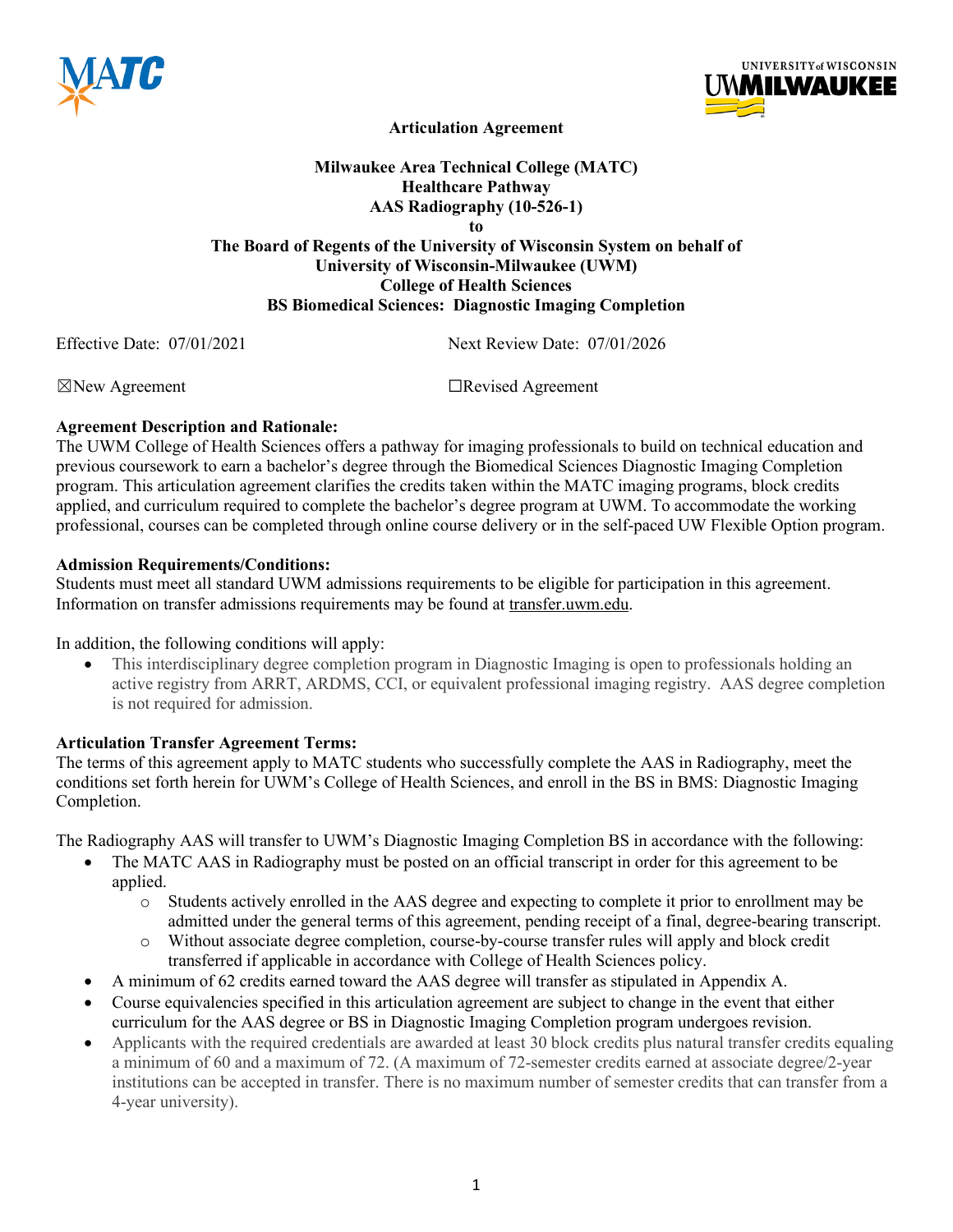# Articulation Agreement

**Milwaukee Area Technical College (MATC)**
**Healthcare Pathway**
**AAS Radiography (10-526-1)**
**to**
**The Board of Regents of the University of Wisconsin System on behalf of**
**University of Wisconsin-Milwaukee (UWM)**
**College of Health Sciences**
**BS Biomedical Sciences: Diagnostic Imaging Completion**

Effective Date: 07/01/2021 Next Review Date: 07/01/2026

☒New Agreement ☐Revised Agreement

**Agreement Description and Rationale:**
The UWM College of Health Sciences offers a pathway for imaging professionals to build on technical education and previous coursework to earn a bachelor's degree through the Biomedical Sciences Diagnostic Imaging Completion program. This articulation agreement clarifies the credits taken within the MATC imaging programs, block credits applied, and curriculum required to complete the bachelor's degree program at UWM. To accommodate the working professional, courses can be completed through online course delivery or in the self-paced UW Flexible Option program.

**Admission Requirements/Conditions:**
Students must meet all standard UWM admissions requirements to be eligible for participation in this agreement. Information on transfer admissions requirements may be found at transfer.uwm.edu.

In addition, the following conditions will apply:

- This interdisciplinary degree completion program in Diagnostic Imaging is open to professionals holding an active registry from ARRT, ARDMS, CCI, or equivalent professional imaging registry. AAS degree completion is not required for admission.

**Articulation Transfer Agreement Terms:**
The terms of this agreement apply to MATC students who successfully complete the AAS in Radiography, meet the conditions set forth herein for UWM's College of Health Sciences, and enroll in the BS in BMS: Diagnostic Imaging Completion.

The Radiography AAS will transfer to UWM's Diagnostic Imaging Completion BS in accordance with the following:

- The MATC AAS in Radiography must be posted on an official transcript in order for this agreement to be applied.
  - Students actively enrolled in the AAS degree and expecting to complete it prior to enrollment may be admitted under the general terms of this agreement, pending receipt of a final, degree-bearing transcript.
  - Without associate degree completion, course-by-course transfer rules will apply and block credit transferred if applicable in accordance with College of Health Sciences policy.
- A minimum of 62 credits earned toward the AAS degree will transfer as stipulated in Appendix A.
- Course equivalencies specified in this articulation agreement are subject to change in the event that either curriculum for the AAS degree or BS in Diagnostic Imaging Completion program undergoes revision.
- Applicants with the required credentials are awarded at least 30 block credits plus natural transfer credits equaling a minimum of 60 and a maximum of 72. (A maximum of 72-semester credits earned at associate degree/2-year institutions can be accepted in transfer. There is no maximum number of semester credits that can transfer from a 4-year university).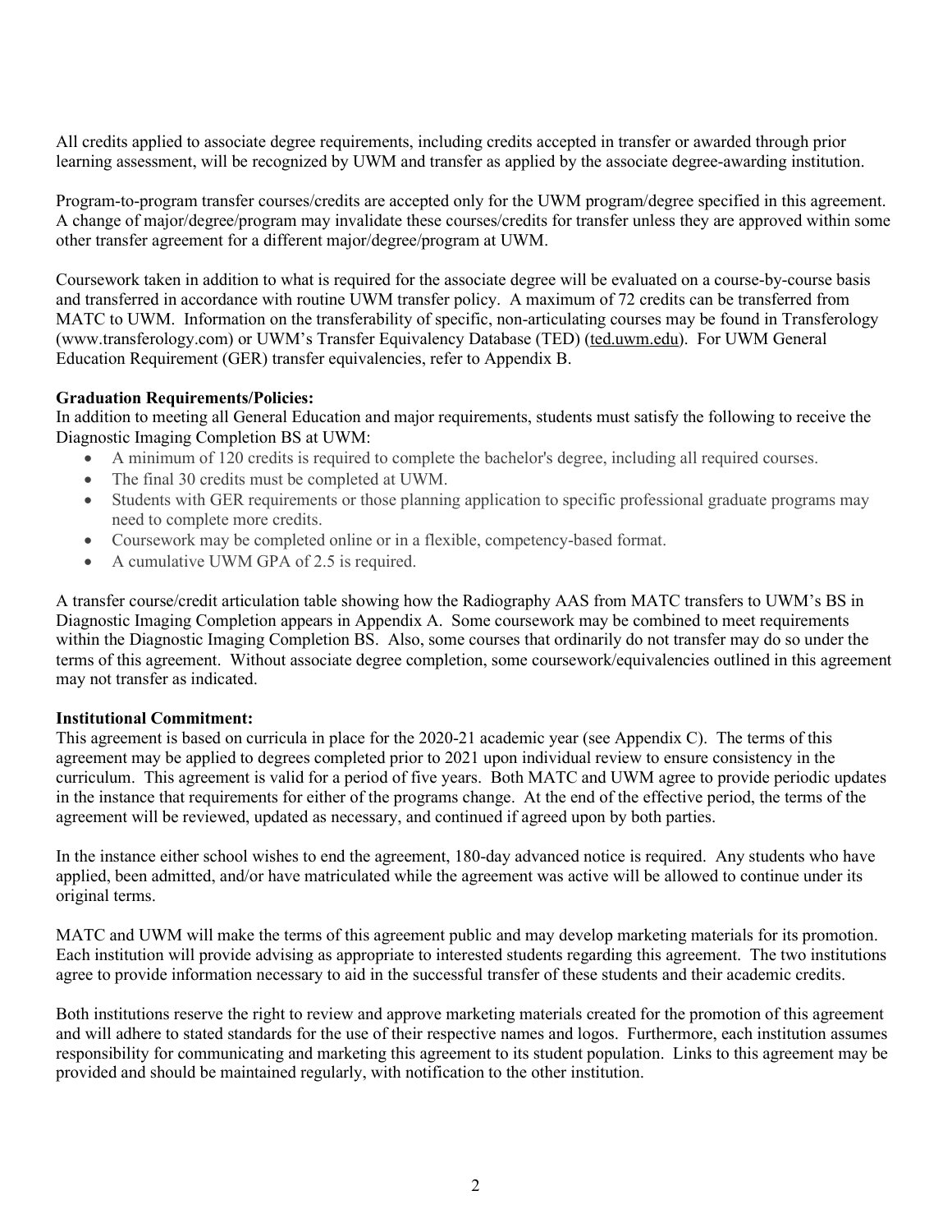All credits applied to associate degree requirements, including credits accepted in transfer or awarded through prior learning assessment, will be recognized by UWM and transfer as applied by the associate degree-awarding institution.

Program-to-program transfer courses/credits are accepted only for the UWM program/degree specified in this agreement. A change of major/degree/program may invalidate these courses/credits for transfer unless they are approved within some other transfer agreement for a different major/degree/program at UWM.

Coursework taken in addition to what is required for the associate degree will be evaluated on a course-by-course basis and transferred in accordance with routine UWM transfer policy. A maximum of 72 credits can be transferred from MATC to UWM. Information on the transferability of specific, non-articulating courses may be found in Transferology (www.transferology.com) or UWM's Transfer Equivalency Database (TED) (ted.uwm.edu). For UWM General Education Requirement (GER) transfer equivalencies, refer to Appendix B.

**Graduation Requirements/Policies:**
In addition to meeting all General Education and major requirements, students must satisfy the following to receive the Diagnostic Imaging Completion BS at UWM:

- A minimum of 120 credits is required to complete the bachelor's degree, including all required courses.
- The final 30 credits must be completed at UWM.
- Students with GER requirements or those planning application to specific professional graduate programs may need to complete more credits.
- Coursework may be completed online or in a flexible, competency-based format.
- A cumulative UWM GPA of 2.5 is required.

A transfer course/credit articulation table showing how the Radiography AAS from MATC transfers to UWM's BS in Diagnostic Imaging Completion appears in Appendix A. Some coursework may be combined to meet requirements within the Diagnostic Imaging Completion BS. Also, some courses that ordinarily do not transfer may do so under the terms of this agreement. Without associate degree completion, some coursework/equivalencies outlined in this agreement may not transfer as indicated.

**Institutional Commitment:**
This agreement is based on curricula in place for the 2020-21 academic year (see Appendix C). The terms of this agreement may be applied to degrees completed prior to 2021 upon individual review to ensure consistency in the curriculum. This agreement is valid for a period of five years. Both MATC and UWM agree to provide periodic updates in the instance that requirements for either of the programs change. At the end of the effective period, the terms of the agreement will be reviewed, updated as necessary, and continued if agreed upon by both parties.

In the instance either school wishes to end the agreement, 180-day advanced notice is required. Any students who have applied, been admitted, and/or have matriculated while the agreement was active will be allowed to continue under its original terms.

MATC and UWM will make the terms of this agreement public and may develop marketing materials for its promotion. Each institution will provide advising as appropriate to interested students regarding this agreement. The two institutions agree to provide information necessary to aid in the successful transfer of these students and their academic credits.

Both institutions reserve the right to review and approve marketing materials created for the promotion of this agreement and will adhere to stated standards for the use of their respective names and logos. Furthermore, each institution assumes responsibility for communicating and marketing this agreement to its student population. Links to this agreement may be provided and should be maintained regularly, with notification to the other institution.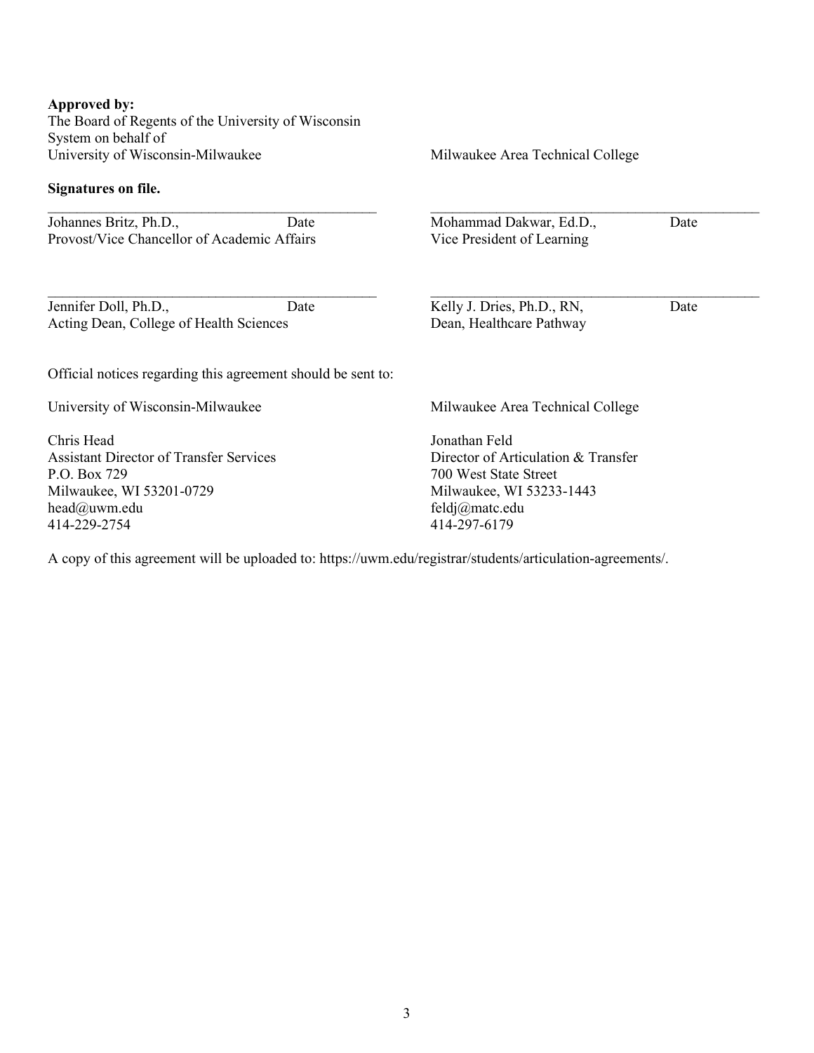**Approved by:**

The Board of Regents of the University of Wisconsin System on behalf of
University of Wisconsin-Milwaukee

**Signatures on file.**

\_\_\_\_\_\_\_\_\_\_\_\_\_\_\_\_\_\_\_\_\_\_\_\_\_\_\_\_\_\_\_\_\_\_\_\_\_\_\_\_\_\_\_\_
Johannes Britz, Ph.D., Date
Provost/Vice Chancellor of Academic Affairs

\_\_\_\_\_\_\_\_\_\_\_\_\_\_\_\_\_\_\_\_\_\_\_\_\_\_\_\_\_\_\_\_\_\_\_\_\_\_\_\_\_\_\_\_
Jennifer Doll, Ph.D., Date
Acting Dean, College of Health Sciences

Milwaukee Area Technical College

\_\_\_\_\_\_\_\_\_\_\_\_\_\_\_\_\_\_\_\_\_\_\_\_\_\_\_\_\_\_\_\_\_\_\_\_\_\_\_\_\_\_\_\_
Mohammad Dakwar, Ed.D., Date
Vice President of Learning

\_\_\_\_\_\_\_\_\_\_\_\_\_\_\_\_\_\_\_\_\_\_\_\_\_\_\_\_\_\_\_\_\_\_\_\_\_\_\_\_\_\_\_\_
Kelly J. Dries, Ph.D., RN, Date
Dean, Healthcare Pathway

Official notices regarding this agreement should be sent to:

University of Wisconsin-Milwaukee

Chris Head
Assistant Director of Transfer Services
P.O. Box 729
Milwaukee, WI 53201-0729
head@uwm.edu
414-229-2754

Milwaukee Area Technical College

Jonathan Feld
Director of Articulation & Transfer
700 West State Street
Milwaukee, WI 53233-1443
feldj@matc.edu
414-297-6179

A copy of this agreement will be uploaded to: https://uwm.edu/registrar/students/articulation-agreements/.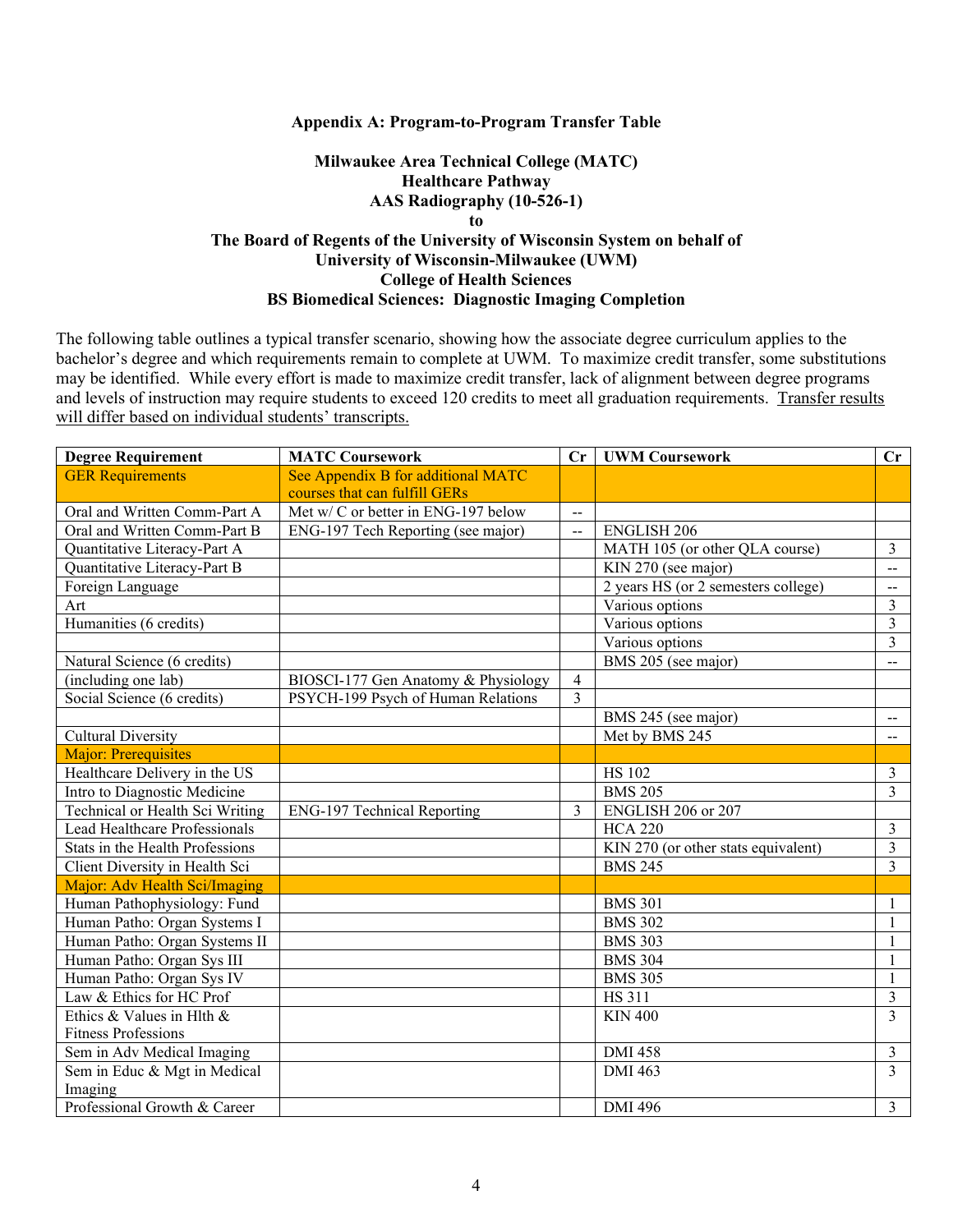**Appendix A: Program-to-Program Transfer Table**

**Milwaukee Area Technical College (MATC)**
**Healthcare Pathway**
**AAS Radiography (10-526-1)**
**to**
**The Board of Regents of the University of Wisconsin System on behalf of**
**University of Wisconsin-Milwaukee (UWM)**
**College of Health Sciences**
**BS Biomedical Sciences: Diagnostic Imaging Completion**

The following table outlines a typical transfer scenario, showing how the associate degree curriculum applies to the bachelor's degree and which requirements remain to complete at UWM. To maximize credit transfer, some substitutions may be identified. While every effort is made to maximize credit transfer, lack of alignment between degree programs and levels of instruction may require students to exceed 120 credits to meet all graduation requirements. Transfer results will differ based on individual students' transcripts.

| Degree Requirement | MATC Coursework | Cr | UWM Coursework | Cr |
|---|---|---|---|---|
| GER Requirements | See Appendix B for additional MATC courses that can fulfill GERs | | | |
| Oral and Written Comm-Part A | Met w/ C or better in ENG-197 below | -- | | |
| Oral and Written Comm-Part B | ENG-197 Tech Reporting (see major) | -- | ENGLISH 206 | |
| Quantitative Literacy-Part A | | | MATH 105 (or other QLA course) | 3 |
| Quantitative Literacy-Part B | | | KIN 270 (see major) | -- |
| Foreign Language | | | 2 years HS (or 2 semesters college) | -- |
| Art | | | Various options | 3 |
| Humanities (6 credits) | | | Various options | 3 |
| | | | Various options | 3 |
| Natural Science (6 credits) | | | BMS 205 (see major) | -- |
| (including one lab) | BIOSCI-177 Gen Anatomy & Physiology | 4 | | |
| Social Science (6 credits) | PSYCH-199 Psych of Human Relations | 3 | | |
| | | | BMS 245 (see major) | -- |
| Cultural Diversity | | | Met by BMS 245 | -- |
| Major: Prerequisites | | | | |
| Healthcare Delivery in the US | | | HS 102 | 3 |
| Intro to Diagnostic Medicine | | | BMS 205 | 3 |
| Technical or Health Sci Writing | ENG-197 Technical Reporting | 3 | ENGLISH 206 or 207 | |
| Lead Healthcare Professionals | | | HCA 220 | 3 |
| Stats in the Health Professions | | | KIN 270 (or other stats equivalent) | 3 |
| Client Diversity in Health Sci | | | BMS 245 | 3 |
| Major: Adv Health Sci/Imaging | | | | |
| Human Pathophysiology: Fund | | | BMS 301 | 1 |
| Human Patho: Organ Systems I | | | BMS 302 | 1 |
| Human Patho: Organ Systems II | | | BMS 303 | 1 |
| Human Patho: Organ Sys III | | | BMS 304 | 1 |
| Human Patho: Organ Sys IV | | | BMS 305 | 1 |
| Law & Ethics for HC Prof | | | HS 311 | 3 |
| Ethics & Values in Hlth & Fitness Professions | | | KIN 400 | 3 |
| Sem in Adv Medical Imaging | | | DMI 458 | 3 |
| Sem in Educ & Mgt in Medical Imaging | | | DMI 463 | 3 |
| Professional Growth & Career | | | DMI 496 | 3 |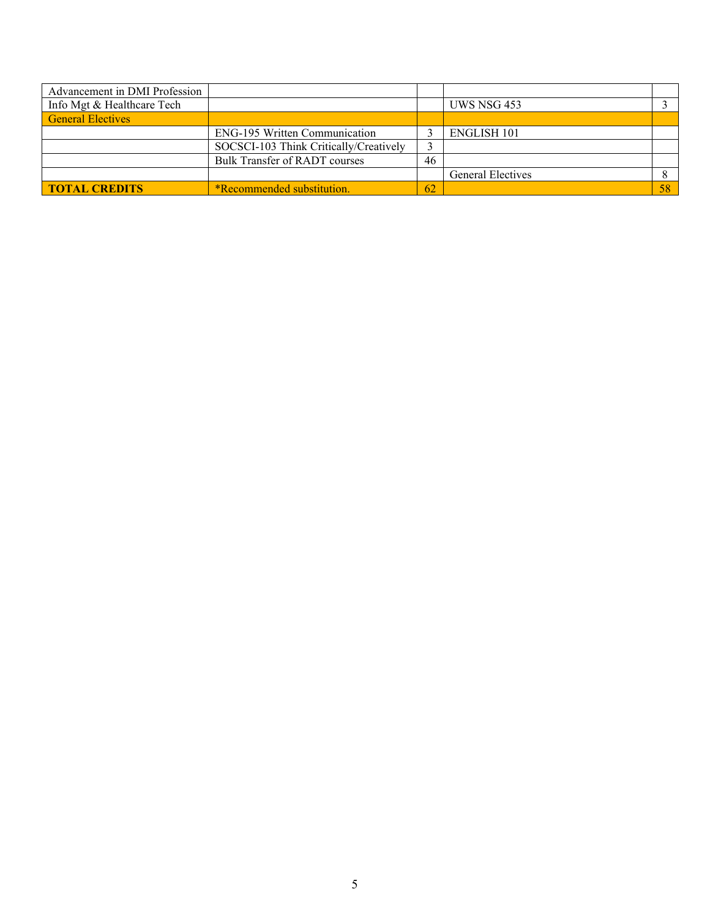| | | | | |
|---|---|---|---|---|
| Advancement in DMI Profession | | | | |
| Info Mgt & Healthcare Tech | | | UWS NSG 453 | 3 |
| General Electives | | | | |
| | ENG-195 Written Communication | 3 | ENGLISH 101 | |
| | SOCSCI-103 Think Critically/Creatively | 3 | | |
| | Bulk Transfer of RADT courses | 46 | | |
| | | | General Electives | 8 |
| **TOTAL CREDITS** | *Recommended substitution. | 62 | | 58 |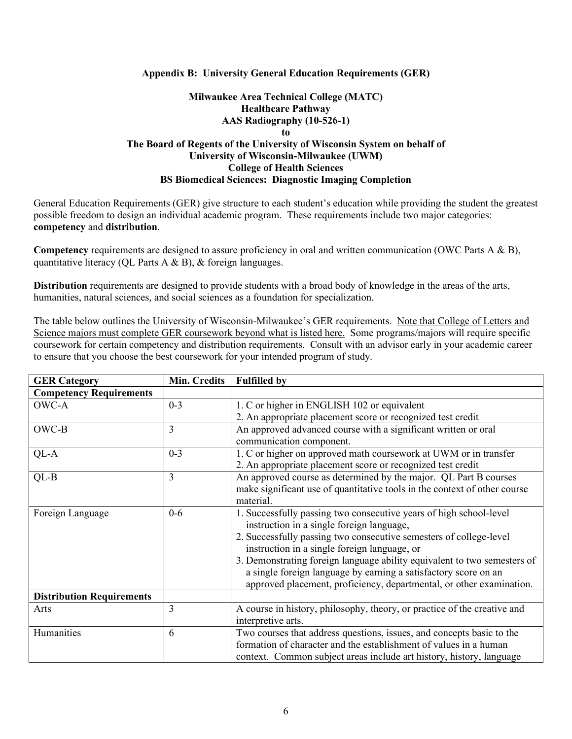**Appendix B: University General Education Requirements (GER)**

**Milwaukee Area Technical College (MATC)**
**Healthcare Pathway**
**AAS Radiography (10-526-1)**
**to**
**The Board of Regents of the University of Wisconsin System on behalf of**
**University of Wisconsin-Milwaukee (UWM)**
**College of Health Sciences**
**BS Biomedical Sciences: Diagnostic Imaging Completion**

General Education Requirements (GER) give structure to each student's education while providing the student the greatest possible freedom to design an individual academic program. These requirements include two major categories: **competency** and **distribution**.

**Competency** requirements are designed to assure proficiency in oral and written communication (OWC Parts A & B), quantitative literacy (QL Parts A & B), & foreign languages.

**Distribution** requirements are designed to provide students with a broad body of knowledge in the areas of the arts, humanities, natural sciences, and social sciences as a foundation for specialization.

The table below outlines the University of Wisconsin-Milwaukee's GER requirements. <u>Note that College of Letters and Science majors must complete GER coursework beyond what is listed here.</u> Some programs/majors will require specific coursework for certain competency and distribution requirements. Consult with an advisor early in your academic career to ensure that you choose the best coursework for your intended program of study.

| GER Category | Min. Credits | Fulfilled by |
|---|---|---|
| **Competency Requirements** | | |
| OWC-A | 0-3 | 1. C or higher in ENGLISH 102 or equivalent<br>2. An appropriate placement score or recognized test credit |
| OWC-B | 3 | An approved advanced course with a significant written or oral communication component. |
| QL-A | 0-3 | 1. C or higher on approved math coursework at UWM or in transfer<br>2. An appropriate placement score or recognized test credit |
| QL-B | 3 | An approved course as determined by the major. QL Part B courses make significant use of quantitative tools in the context of other course material. |
| Foreign Language | 0-6 | 1. Successfully passing two consecutive years of high school-level instruction in a single foreign language,<br>2. Successfully passing two consecutive semesters of college-level instruction in a single foreign language, or<br>3. Demonstrating foreign language ability equivalent to two semesters of a single foreign language by earning a satisfactory score on an approved placement, proficiency, departmental, or other examination. |
| **Distribution Requirements** | | |
| Arts | 3 | A course in history, philosophy, theory, or practice of the creative and interpretive arts. |
| Humanities | 6 | Two courses that address questions, issues, and concepts basic to the formation of character and the establishment of values in a human context. Common subject areas include art history, history, language |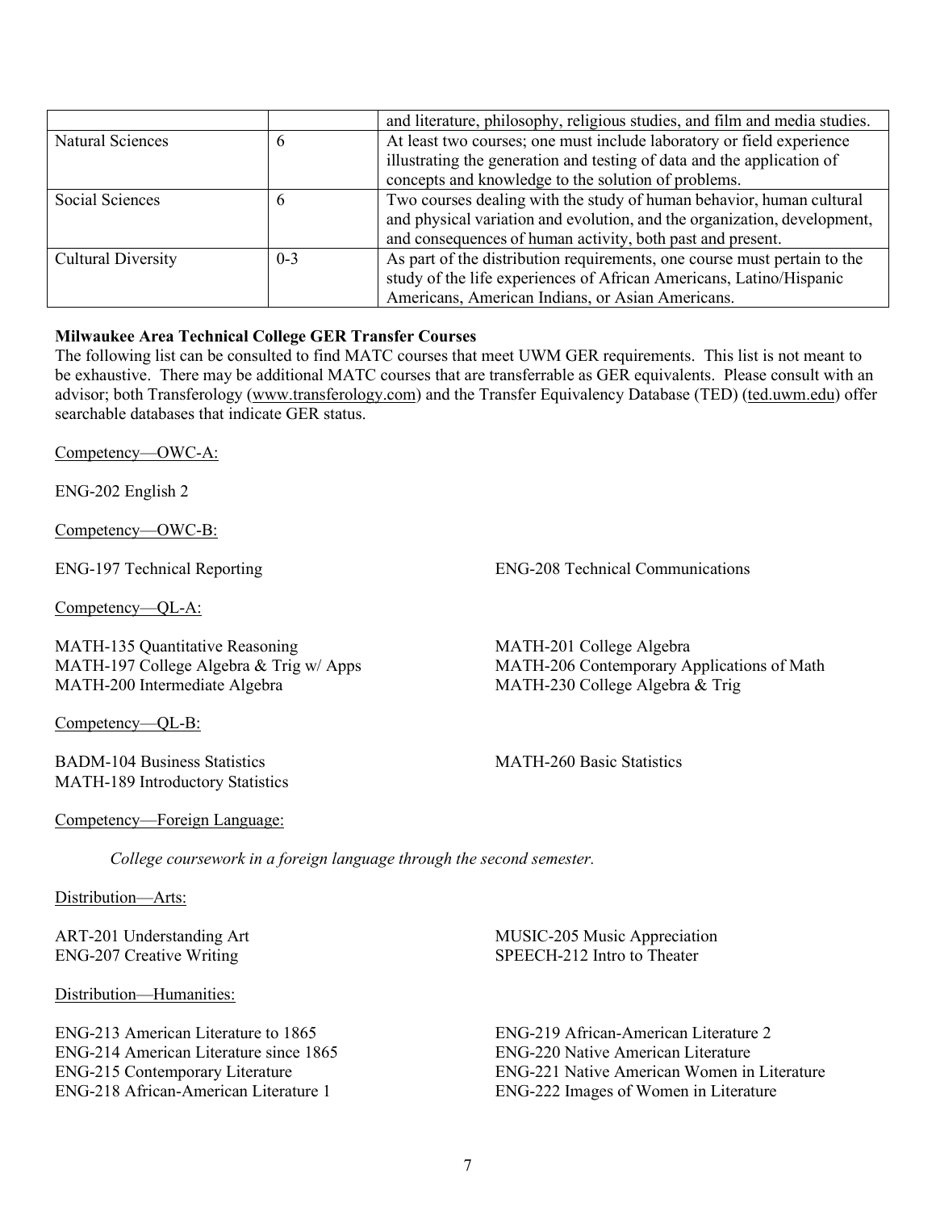| | | |
|---|---|---|
| | | and literature, philosophy, religious studies, and film and media studies. |
| Natural Sciences | 6 | At least two courses; one must include laboratory or field experience illustrating the generation and testing of data and the application of concepts and knowledge to the solution of problems. |
| Social Sciences | 6 | Two courses dealing with the study of human behavior, human cultural and physical variation and evolution, and the organization, development, and consequences of human activity, both past and present. |
| Cultural Diversity | 0-3 | As part of the distribution requirements, one course must pertain to the study of the life experiences of African Americans, Latino/Hispanic Americans, American Indians, or Asian Americans. |

**Milwaukee Area Technical College GER Transfer Courses**

The following list can be consulted to find MATC courses that meet UWM GER requirements. This list is not meant to be exhaustive. There may be additional MATC courses that are transferrable as GER equivalents. Please consult with an advisor; both Transferology (www.transferology.com) and the Transfer Equivalency Database (TED) (ted.uwm.edu) offer searchable databases that indicate GER status.

Competency—OWC-A:

ENG-202 English 2

Competency—OWC-B:

ENG-197 Technical Reporting

ENG-208 Technical Communications

Competency—QL-A:

MATH-135 Quantitative Reasoning

MATH-197 College Algebra & Trig w/ Apps

MATH-200 Intermediate Algebra

MATH-201 College Algebra

MATH-206 Contemporary Applications of Math

MATH-230 College Algebra & Trig

Competency—QL-B:

BADM-104 Business Statistics

MATH-189 Introductory Statistics

MATH-260 Basic Statistics

Competency—Foreign Language:

*College coursework in a foreign language through the second semester.*

Distribution—Arts:

ART-201 Understanding Art

ENG-207 Creative Writing

MUSIC-205 Music Appreciation

SPEECH-212 Intro to Theater

Distribution—Humanities:

ENG-213 American Literature to 1865

ENG-214 American Literature since 1865

ENG-215 Contemporary Literature

ENG-218 African-American Literature 1

ENG-219 African-American Literature 2

ENG-220 Native American Literature

ENG-221 Native American Women in Literature

ENG-222 Images of Women in Literature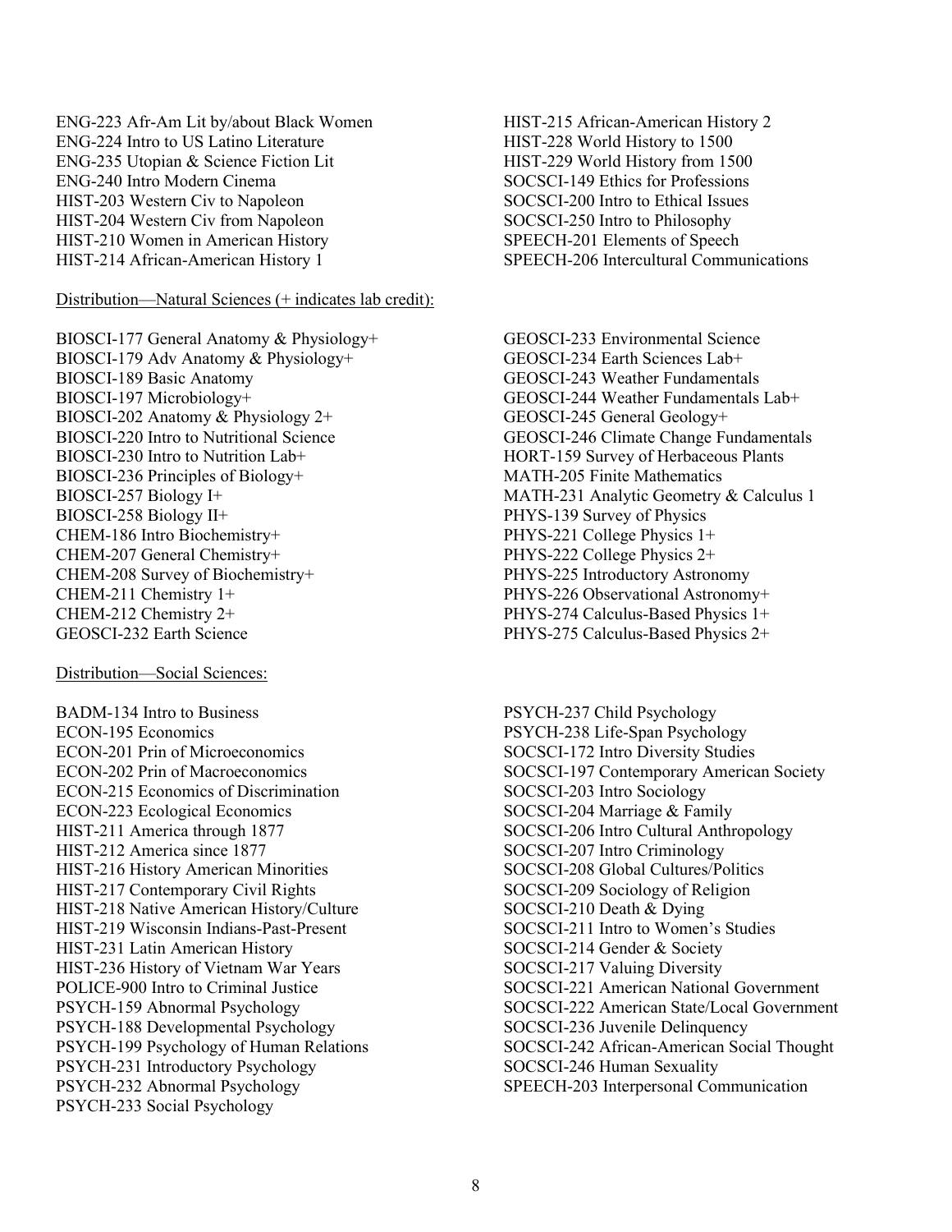ENG-223 Afr-Am Lit by/about Black Women
ENG-224 Intro to US Latino Literature
ENG-235 Utopian & Science Fiction Lit
ENG-240 Intro Modern Cinema
HIST-203 Western Civ to Napoleon
HIST-204 Western Civ from Napoleon
HIST-210 Women in American History
HIST-214 African-American History 1
HIST-215 African-American History 2
HIST-228 World History to 1500
HIST-229 World History from 1500
SOCSCI-149 Ethics for Professions
SOCSCI-200 Intro to Ethical Issues
SOCSCI-250 Intro to Philosophy
SPEECH-201 Elements of Speech
SPEECH-206 Intercultural Communications

Distribution—Natural Sciences (+ indicates lab credit):

BIOSCI-177 General Anatomy & Physiology+
BIOSCI-179 Adv Anatomy & Physiology+
BIOSCI-189 Basic Anatomy
BIOSCI-197 Microbiology+
BIOSCI-202 Anatomy & Physiology 2+
BIOSCI-220 Intro to Nutritional Science
BIOSCI-230 Intro to Nutrition Lab+
BIOSCI-236 Principles of Biology+
BIOSCI-257 Biology I+
BIOSCI-258 Biology II+
CHEM-186 Intro Biochemistry+
CHEM-207 General Chemistry+
CHEM-208 Survey of Biochemistry+
CHEM-211 Chemistry 1+
CHEM-212 Chemistry 2+
GEOSCI-232 Earth Science
GEOSCI-233 Environmental Science
GEOSCI-234 Earth Sciences Lab+
GEOSCI-243 Weather Fundamentals
GEOSCI-244 Weather Fundamentals Lab+
GEOSCI-245 General Geology+
GEOSCI-246 Climate Change Fundamentals
HORT-159 Survey of Herbaceous Plants
MATH-205 Finite Mathematics
MATH-231 Analytic Geometry & Calculus 1
PHYS-139 Survey of Physics
PHYS-221 College Physics 1+
PHYS-222 College Physics 2+
PHYS-225 Introductory Astronomy
PHYS-226 Observational Astronomy+
PHYS-274 Calculus-Based Physics 1+
PHYS-275 Calculus-Based Physics 2+

Distribution—Social Sciences:

BADM-134 Intro to Business
ECON-195 Economics
ECON-201 Prin of Microeconomics
ECON-202 Prin of Macroeconomics
ECON-215 Economics of Discrimination
ECON-223 Ecological Economics
HIST-211 America through 1877
HIST-212 America since 1877
HIST-216 History American Minorities
HIST-217 Contemporary Civil Rights
HIST-218 Native American History/Culture
HIST-219 Wisconsin Indians-Past-Present
HIST-231 Latin American History
HIST-236 History of Vietnam War Years
POLICE-900 Intro to Criminal Justice
PSYCH-159 Abnormal Psychology
PSYCH-188 Developmental Psychology
PSYCH-199 Psychology of Human Relations
PSYCH-231 Introductory Psychology
PSYCH-232 Abnormal Psychology
PSYCH-233 Social Psychology
PSYCH-237 Child Psychology
PSYCH-238 Life-Span Psychology
SOCSCI-172 Intro Diversity Studies
SOCSCI-197 Contemporary American Society
SOCSCI-203 Intro Sociology
SOCSCI-204 Marriage & Family
SOCSCI-206 Intro Cultural Anthropology
SOCSCI-207 Intro Criminology
SOCSCI-208 Global Cultures/Politics
SOCSCI-209 Sociology of Religion
SOCSCI-210 Death & Dying
SOCSCI-211 Intro to Women's Studies
SOCSCI-214 Gender & Society
SOCSCI-217 Valuing Diversity
SOCSCI-221 American National Government
SOCSCI-222 American State/Local Government
SOCSCI-236 Juvenile Delinquency
SOCSCI-242 African-American Social Thought
SOCSCI-246 Human Sexuality
SPEECH-203 Interpersonal Communication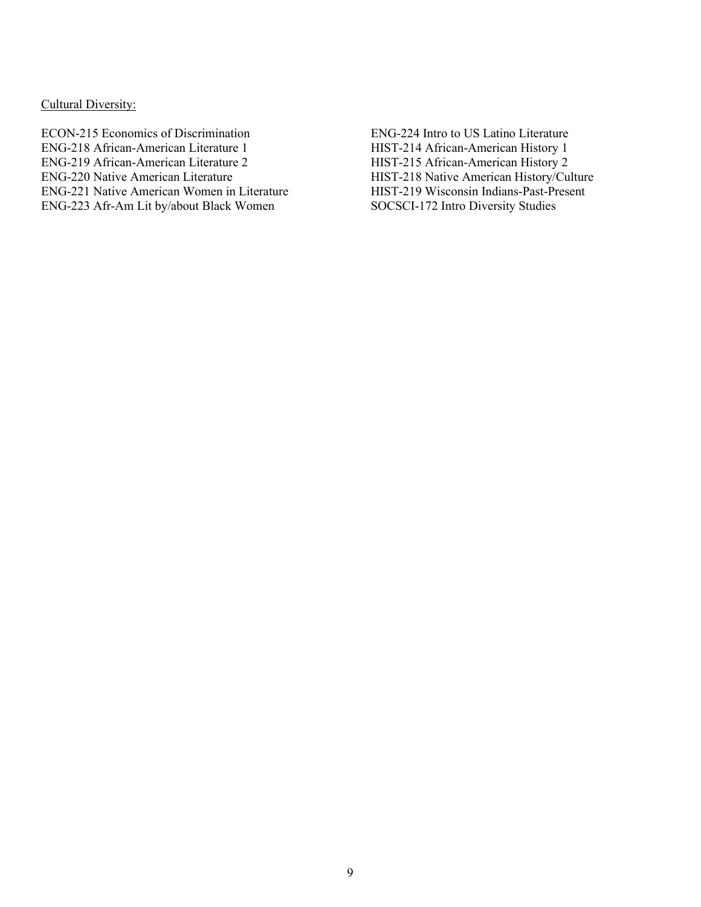Cultural Diversity:

ECON-215 Economics of Discrimination
ENG-218 African-American Literature 1
ENG-219 African-American Literature 2
ENG-220 Native American Literature
ENG-221 Native American Women in Literature
ENG-223 Afr-Am Lit by/about Black Women
ENG-224 Intro to US Latino Literature
HIST-214 African-American History 1
HIST-215 African-American History 2
HIST-218 Native American History/Culture
HIST-219 Wisconsin Indians-Past-Present
SOCSCI-172 Intro Diversity Studies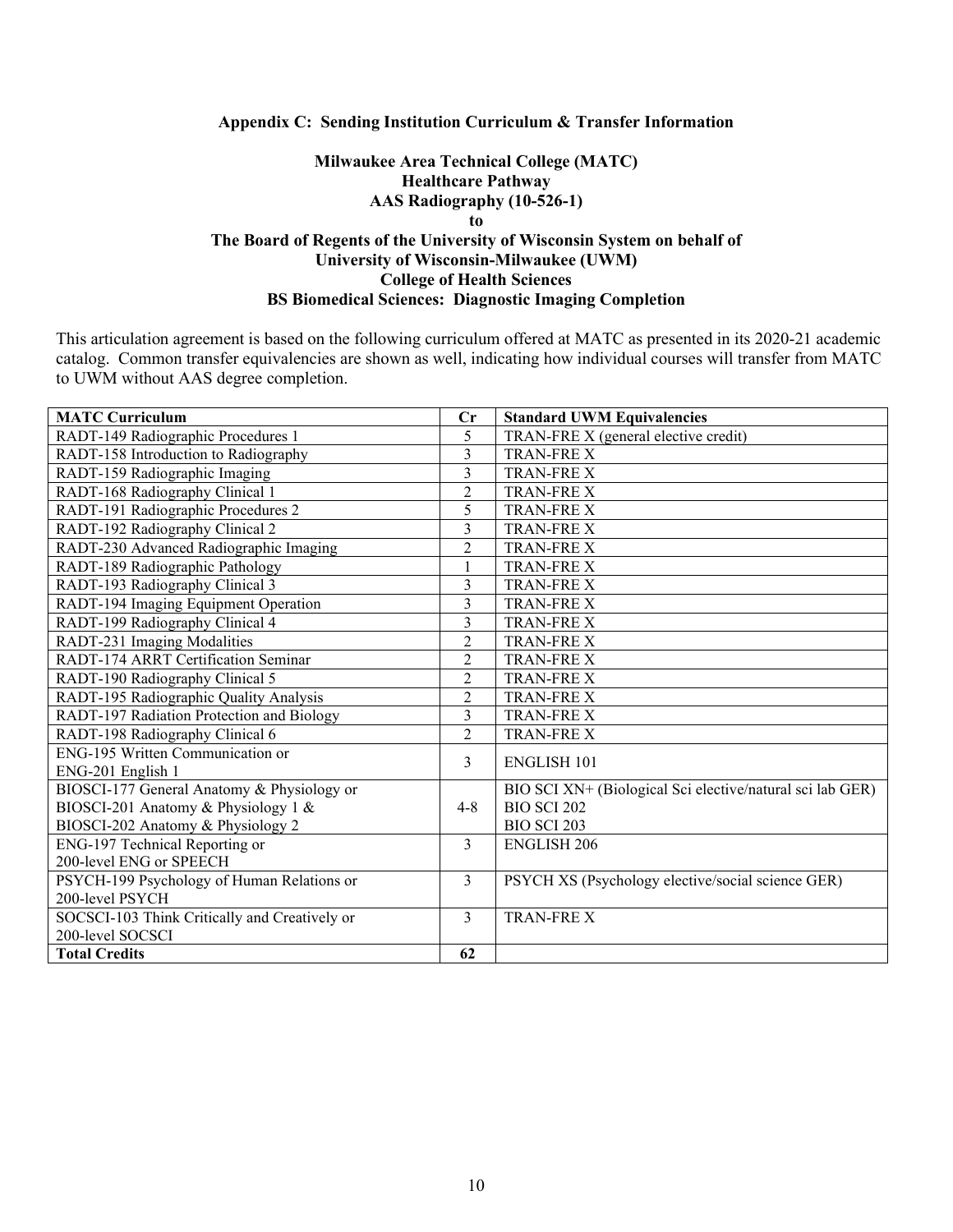## Appendix C: Sending Institution Curriculum & Transfer Information

**Milwaukee Area Technical College (MATC)**
**Healthcare Pathway**
**AAS Radiography (10-526-1)**
**to**
**The Board of Regents of the University of Wisconsin System on behalf of**
**University of Wisconsin-Milwaukee (UWM)**
**College of Health Sciences**
**BS Biomedical Sciences: Diagnostic Imaging Completion**

This articulation agreement is based on the following curriculum offered at MATC as presented in its 2020-21 academic catalog. Common transfer equivalencies are shown as well, indicating how individual courses will transfer from MATC to UWM without AAS degree completion.

| MATC Curriculum | Cr | Standard UWM Equivalencies |
|---|---|---|
| RADT-149 Radiographic Procedures 1 | 5 | TRAN-FRE X (general elective credit) |
| RADT-158 Introduction to Radiography | 3 | TRAN-FRE X |
| RADT-159 Radiographic Imaging | 3 | TRAN-FRE X |
| RADT-168 Radiography Clinical 1 | 2 | TRAN-FRE X |
| RADT-191 Radiographic Procedures 2 | 5 | TRAN-FRE X |
| RADT-192 Radiography Clinical 2 | 3 | TRAN-FRE X |
| RADT-230 Advanced Radiographic Imaging | 2 | TRAN-FRE X |
| RADT-189 Radiographic Pathology | 1 | TRAN-FRE X |
| RADT-193 Radiography Clinical 3 | 3 | TRAN-FRE X |
| RADT-194 Imaging Equipment Operation | 3 | TRAN-FRE X |
| RADT-199 Radiography Clinical 4 | 3 | TRAN-FRE X |
| RADT-231 Imaging Modalities | 2 | TRAN-FRE X |
| RADT-174 ARRT Certification Seminar | 2 | TRAN-FRE X |
| RADT-190 Radiography Clinical 5 | 2 | TRAN-FRE X |
| RADT-195 Radiographic Quality Analysis | 2 | TRAN-FRE X |
| RADT-197 Radiation Protection and Biology | 3 | TRAN-FRE X |
| RADT-198 Radiography Clinical 6 | 2 | TRAN-FRE X |
| ENG-195 Written Communication or ENG-201 English 1 | 3 | ENGLISH 101 |
| BIOSCI-177 General Anatomy & Physiology or BIOSCI-201 Anatomy & Physiology 1 & BIOSCI-202 Anatomy & Physiology 2 | 4-8 | BIO SCI XN+ (Biological Sci elective/natural sci lab GER) BIO SCI 202 BIO SCI 203 |
| ENG-197 Technical Reporting or 200-level ENG or SPEECH | 3 | ENGLISH 206 |
| PSYCH-199 Psychology of Human Relations or 200-level PSYCH | 3 | PSYCH XS (Psychology elective/social science GER) |
| SOCSCI-103 Think Critically and Creatively or 200-level SOCSCI | 3 | TRAN-FRE X |
| **Total Credits** | **62** | |